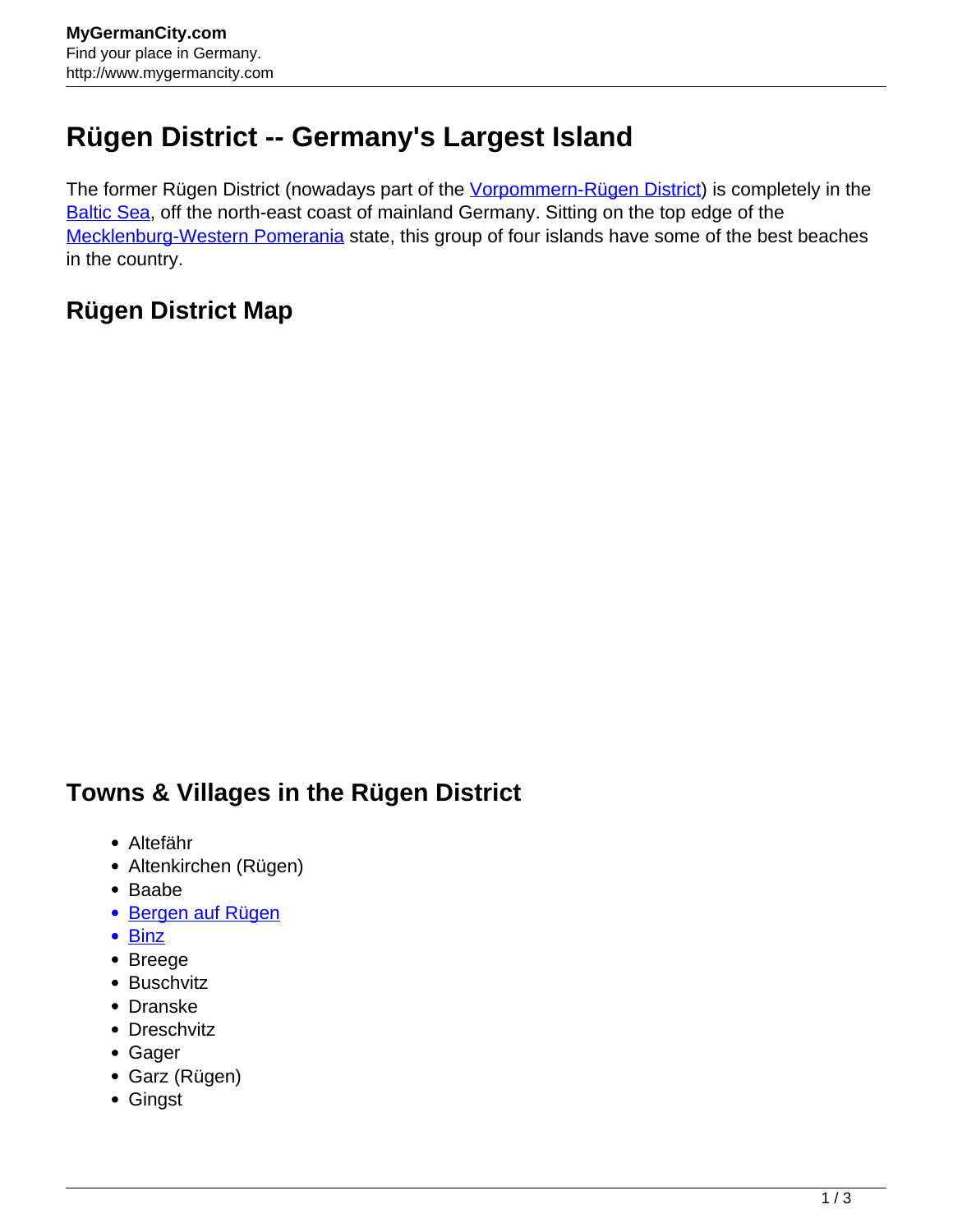# Rügen District -- Germany's Largest Island

The former Rügen District (nowadays part of the [Vorpommern-Rügen District]) is completely in the [Baltic Sea], off the north-east coast of mainland Germany. Sitting on the top edge of the [Mecklenburg-Western Pomerania] state, this group of four islands have some of the best beaches in the country.

## Rügen District Map

## Towns & Villages in the Rügen District

- Altefähr
- Altenkirchen (Rügen)
- Baabe
- [Bergen auf Rügen]
- [Binz]
- Breege
- Buschvitz
- Dranske
- Dreschvitz
- Gager
- Garz (Rügen)
- Gingst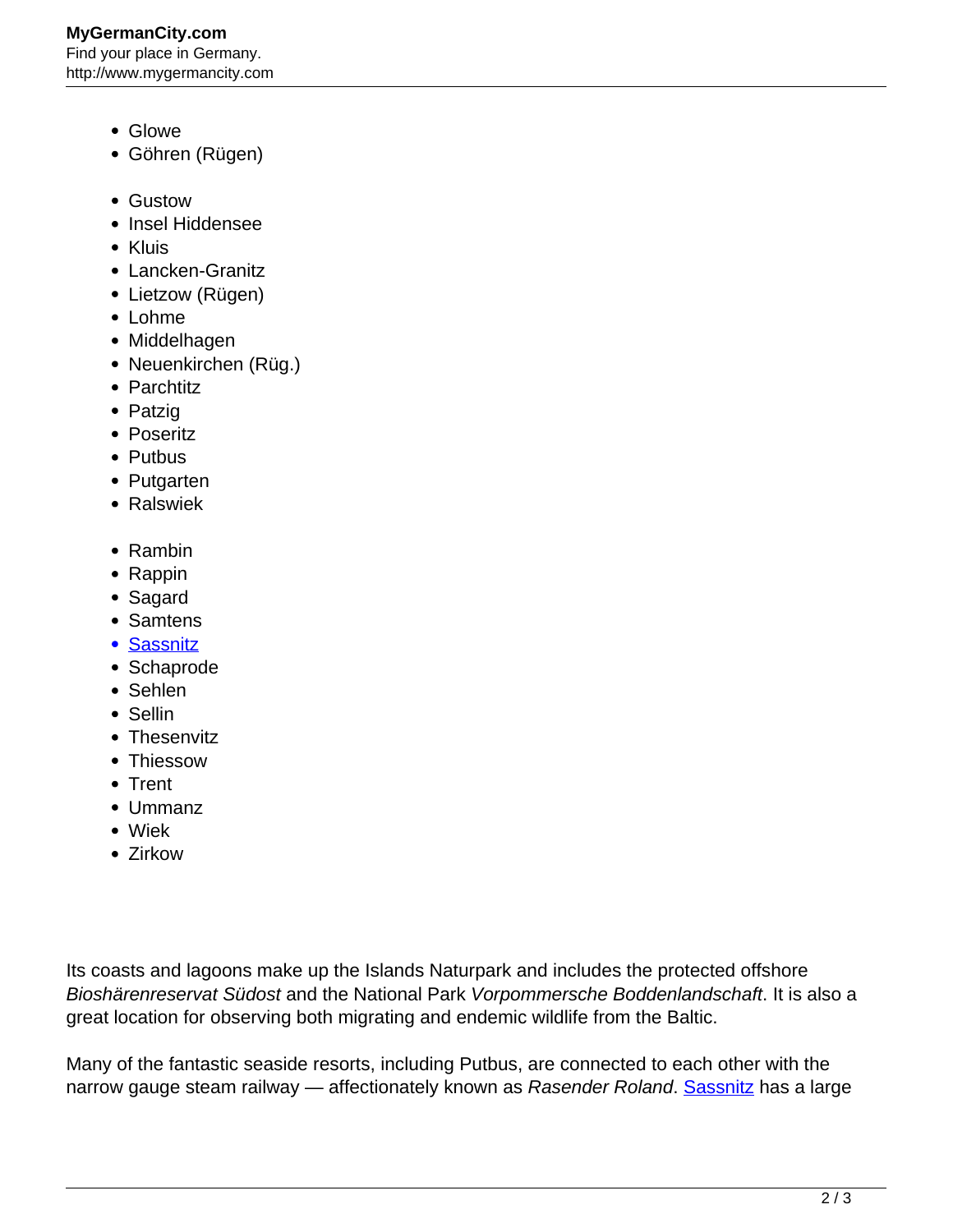- Glowe
- Göhren (Rügen)

- Gustow
- Insel Hiddensee
- Kluis
- Lancken-Granitz
- Lietzow (Rügen)
- Lohme
- Middelhagen
- Neuenkirchen (Rüg.)
- Parchtitz
- Patzig
- Poseritz
- Putbus
- Putgarten
- Ralswiek

- Rambin
- Rappin
- Sagard
- Samtens
- Sassnitz
- Schaprode
- Sehlen
- Sellin
- Thesenvitz
- Thiessow
- Trent
- Ummanz
- Wiek
- Zirkow

Its coasts and lagoons make up the Islands Naturpark and includes the protected offshore *Bioshärenreservat Südost* and the National Park *Vorpommersche Boddenlandschaft*. It is also a great location for observing both migrating and endemic wildlife from the Baltic.

Many of the fantastic seaside resorts, including Putbus, are connected to each other with the narrow gauge steam railway — affectionately known as *Rasender Roland*. Sassnitz has a large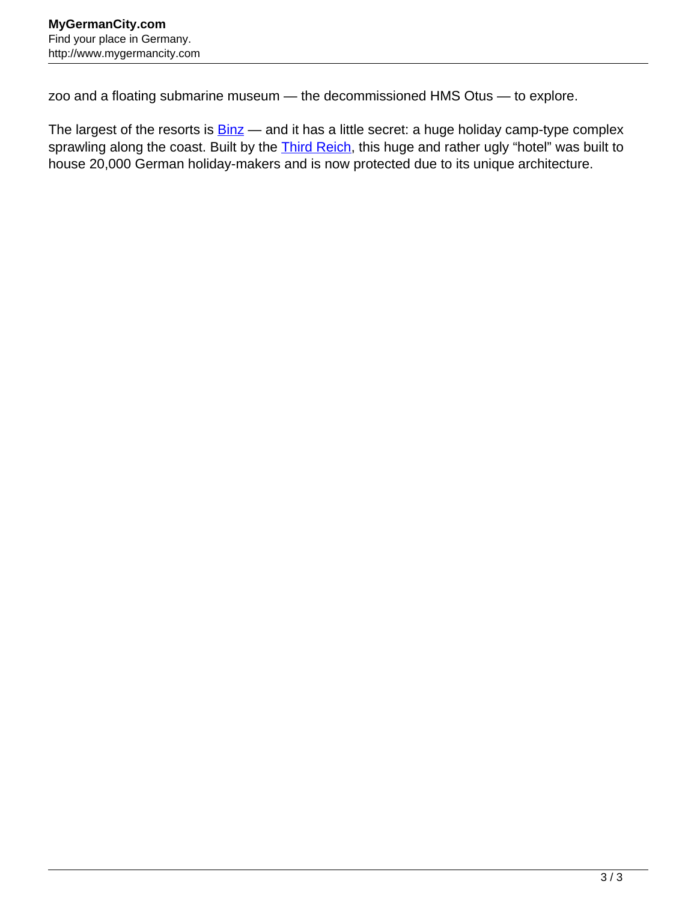zoo and a floating submarine museum — the decommissioned HMS Otus — to explore.

The largest of the resorts is Binz — and it has a little secret: a huge holiday camp-type complex sprawling along the coast. Built by the Third Reich, this huge and rather ugly "hotel" was built to house 20,000 German holiday-makers and is now protected due to its unique architecture.